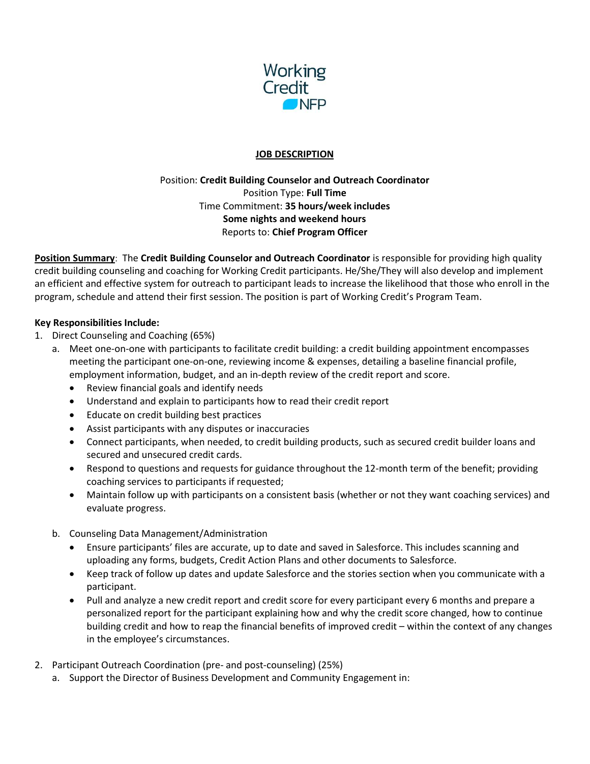Working Credit NFP

**JOB DESCRIPTION**

Position: **Credit Building Counselor and Outreach Coordinator**
Position Type: **Full Time**
Time Commitment: **35 hours/week includes**
**Some nights and weekend hours**
Reports to: **Chief Program Officer**

**Position Summary**: The **Credit Building Counselor and Outreach Coordinator** is responsible for providing high quality credit building counseling and coaching for Working Credit participants. He/She/They will also develop and implement an efficient and effective system for outreach to participant leads to increase the likelihood that those who enroll in the program, schedule and attend their first session. The position is part of Working Credit's Program Team.

**Key Responsibilities Include:**

1. Direct Counseling and Coaching (65%)
   a. Meet one-on-one with participants to facilitate credit building: a credit building appointment encompasses meeting the participant one-on-one, reviewing income & expenses, detailing a baseline financial profile, employment information, budget, and an in-depth review of the credit report and score.
      - Review financial goals and identify needs
      - Understand and explain to participants how to read their credit report
      - Educate on credit building best practices
      - Assist participants with any disputes or inaccuracies
      - Connect participants, when needed, to credit building products, such as secured credit builder loans and secured and unsecured credit cards.
      - Respond to questions and requests for guidance throughout the 12-month term of the benefit; providing coaching services to participants if requested;
      - Maintain follow up with participants on a consistent basis (whether or not they want coaching services) and evaluate progress.

   b. Counseling Data Management/Administration
      - Ensure participants' files are accurate, up to date and saved in Salesforce. This includes scanning and uploading any forms, budgets, Credit Action Plans and other documents to Salesforce.
      - Keep track of follow up dates and update Salesforce and the stories section when you communicate with a participant.
      - Pull and analyze a new credit report and credit score for every participant every 6 months and prepare a personalized report for the participant explaining how and why the credit score changed, how to continue building credit and how to reap the financial benefits of improved credit – within the context of any changes in the employee's circumstances.

2. Participant Outreach Coordination (pre- and post-counseling) (25%)
   a. Support the Director of Business Development and Community Engagement in: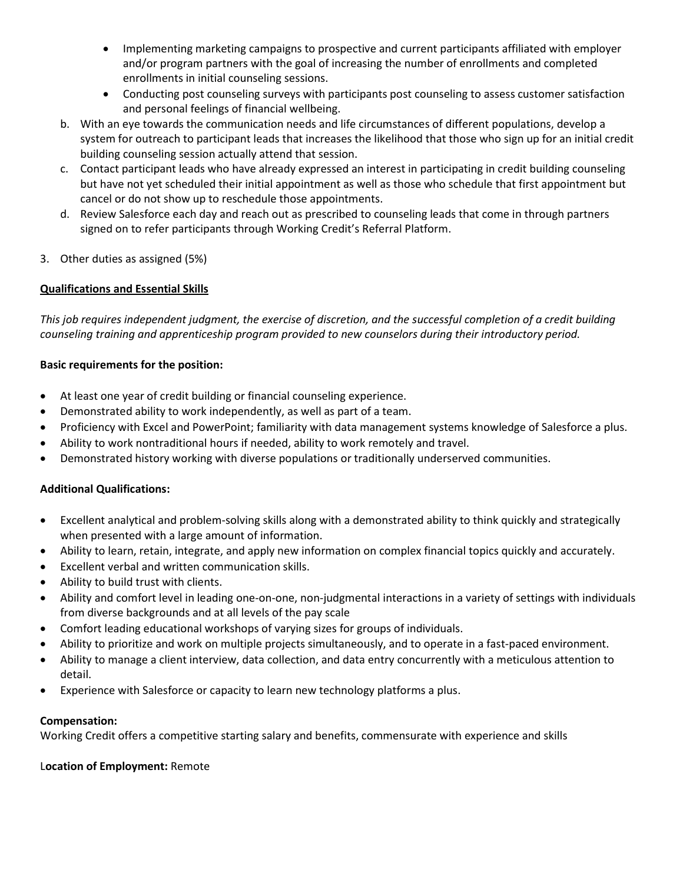- Implementing marketing campaigns to prospective and current participants affiliated with employer and/or program partners with the goal of increasing the number of enrollments and completed enrollments in initial counseling sessions.
- Conducting post counseling surveys with participants post counseling to assess customer satisfaction and personal feelings of financial wellbeing.

b. With an eye towards the communication needs and life circumstances of different populations, develop a system for outreach to participant leads that increases the likelihood that those who sign up for an initial credit building counseling session actually attend that session.

c. Contact participant leads who have already expressed an interest in participating in credit building counseling but have not yet scheduled their initial appointment as well as those who schedule that first appointment but cancel or do not show up to reschedule those appointments.

d. Review Salesforce each day and reach out as prescribed to counseling leads that come in through partners signed on to refer participants through Working Credit's Referral Platform.

3. Other duties as assigned (5%)

<u>**Qualifications and Essential Skills**</u>

*This job requires independent judgment, the exercise of discretion, and the successful completion of a credit building counseling training and apprenticeship program provided to new counselors during their introductory period.*

**Basic requirements for the position:**

- At least one year of credit building or financial counseling experience.
- Demonstrated ability to work independently, as well as part of a team.
- Proficiency with Excel and PowerPoint; familiarity with data management systems knowledge of Salesforce a plus.
- Ability to work nontraditional hours if needed, ability to work remotely and travel.
- Demonstrated history working with diverse populations or traditionally underserved communities.

**Additional Qualifications:**

- Excellent analytical and problem-solving skills along with a demonstrated ability to think quickly and strategically when presented with a large amount of information.
- Ability to learn, retain, integrate, and apply new information on complex financial topics quickly and accurately.
- Excellent verbal and written communication skills.
- Ability to build trust with clients.
- Ability and comfort level in leading one-on-one, non-judgmental interactions in a variety of settings with individuals from diverse backgrounds and at all levels of the pay scale
- Comfort leading educational workshops of varying sizes for groups of individuals.
- Ability to prioritize and work on multiple projects simultaneously, and to operate in a fast-paced environment.
- Ability to manage a client interview, data collection, and data entry concurrently with a meticulous attention to detail.
- Experience with Salesforce or capacity to learn new technology platforms a plus.

**Compensation:**
Working Credit offers a competitive starting salary and benefits, commensurate with experience and skills

L**ocation of Employment:** Remote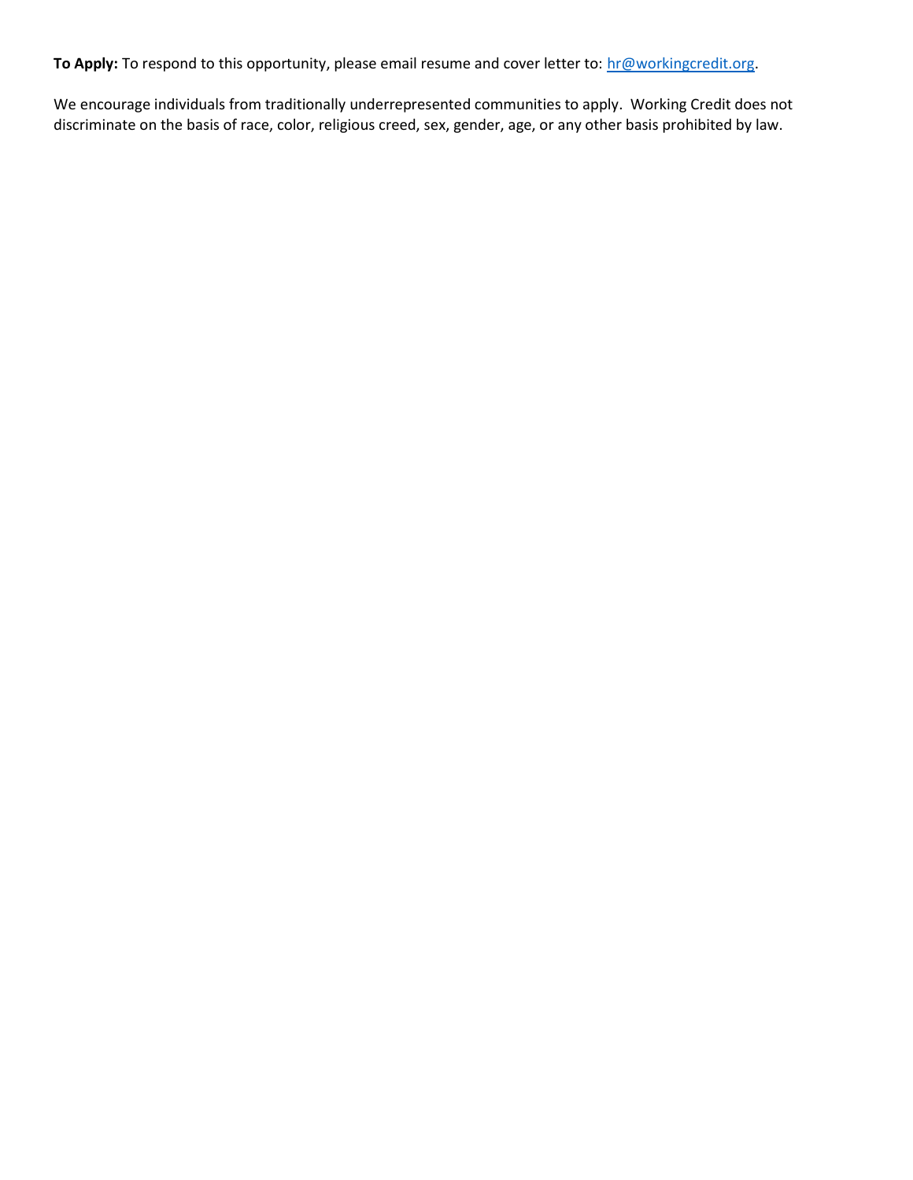**To Apply:** To respond to this opportunity, please email resume and cover letter to: [hr@workingcredit.org](mailto:hr@workingcredit.org).

We encourage individuals from traditionally underrepresented communities to apply. Working Credit does not discriminate on the basis of race, color, religious creed, sex, gender, age, or any other basis prohibited by law.